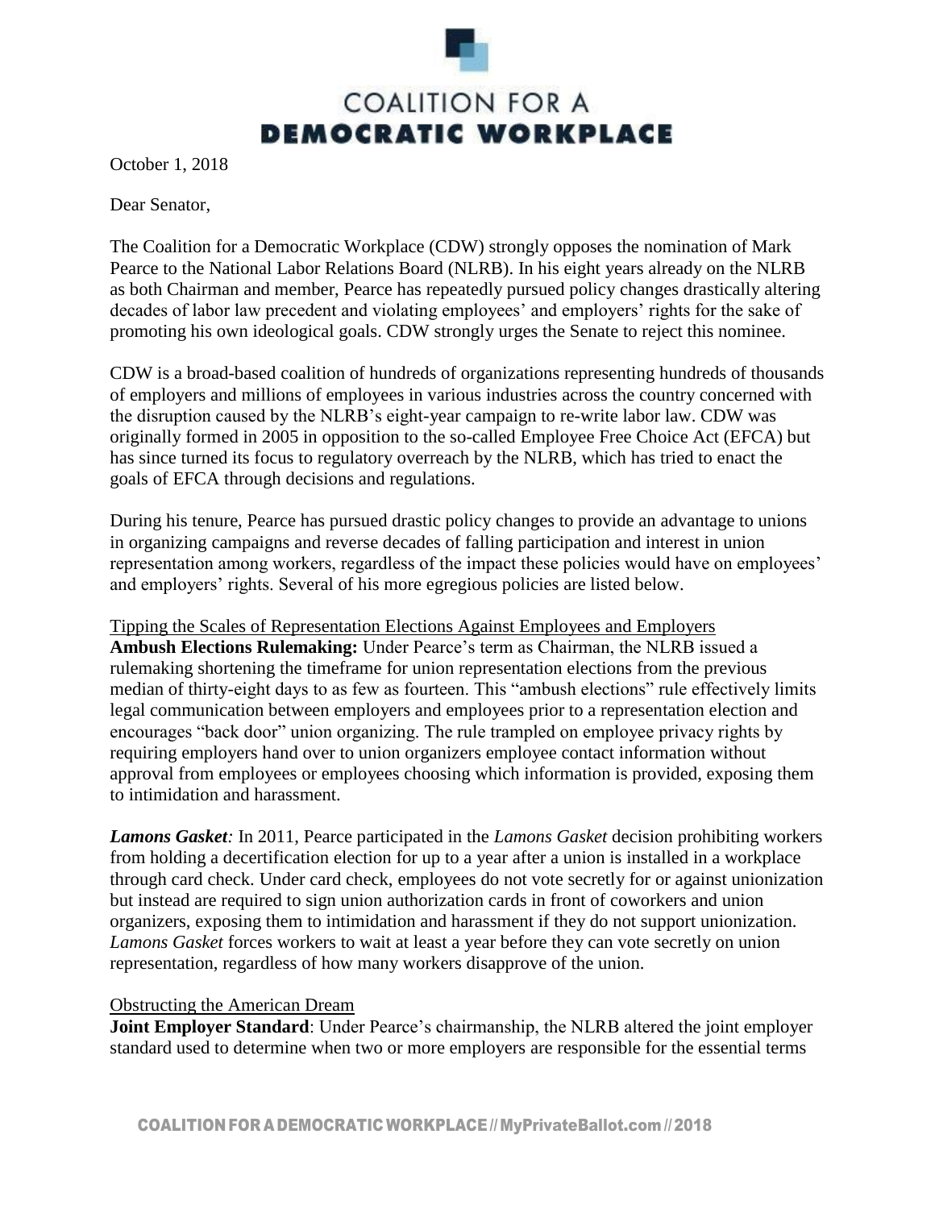# COALITION FOR A DEMOCRATIC WORKPLACE

October 1, 2018

Dear Senator,

The Coalition for a Democratic Workplace (CDW) strongly opposes the nomination of Mark Pearce to the National Labor Relations Board (NLRB). In his eight years already on the NLRB as both Chairman and member, Pearce has repeatedly pursued policy changes drastically altering decades of labor law precedent and violating employees' and employers' rights for the sake of promoting his own ideological goals. CDW strongly urges the Senate to reject this nominee.

CDW is a broad-based coalition of hundreds of organizations representing hundreds of thousands of employers and millions of employees in various industries across the country concerned with the disruption caused by the NLRB's eight-year campaign to re-write labor law. CDW was originally formed in 2005 in opposition to the so-called Employee Free Choice Act (EFCA) but has since turned its focus to regulatory overreach by the NLRB, which has tried to enact the goals of EFCA through decisions and regulations.

During his tenure, Pearce has pursued drastic policy changes to provide an advantage to unions in organizing campaigns and reverse decades of falling participation and interest in union representation among workers, regardless of the impact these policies would have on employees' and employers' rights. Several of his more egregious policies are listed below.

<u>Tipping the Scales of Representation Elections Against Employees and Employers</u>

**Ambush Elections Rulemaking:** Under Pearce's term as Chairman, the NLRB issued a rulemaking shortening the timeframe for union representation elections from the previous median of thirty-eight days to as few as fourteen. This "ambush elections" rule effectively limits legal communication between employers and employees prior to a representation election and encourages "back door" union organizing. The rule trampled on employee privacy rights by requiring employers hand over to union organizers employee contact information without approval from employees or employees choosing which information is provided, exposing them to intimidation and harassment.

***Lamons Gasket:*** In 2011, Pearce participated in the *Lamons Gasket* decision prohibiting workers from holding a decertification election for up to a year after a union is installed in a workplace through card check. Under card check, employees do not vote secretly for or against unionization but instead are required to sign union authorization cards in front of coworkers and union organizers, exposing them to intimidation and harassment if they do not support unionization. *Lamons Gasket* forces workers to wait at least a year before they can vote secretly on union representation, regardless of how many workers disapprove of the union.

<u>Obstructing the American Dream</u>

**Joint Employer Standard**: Under Pearce's chairmanship, the NLRB altered the joint employer standard used to determine when two or more employers are responsible for the essential terms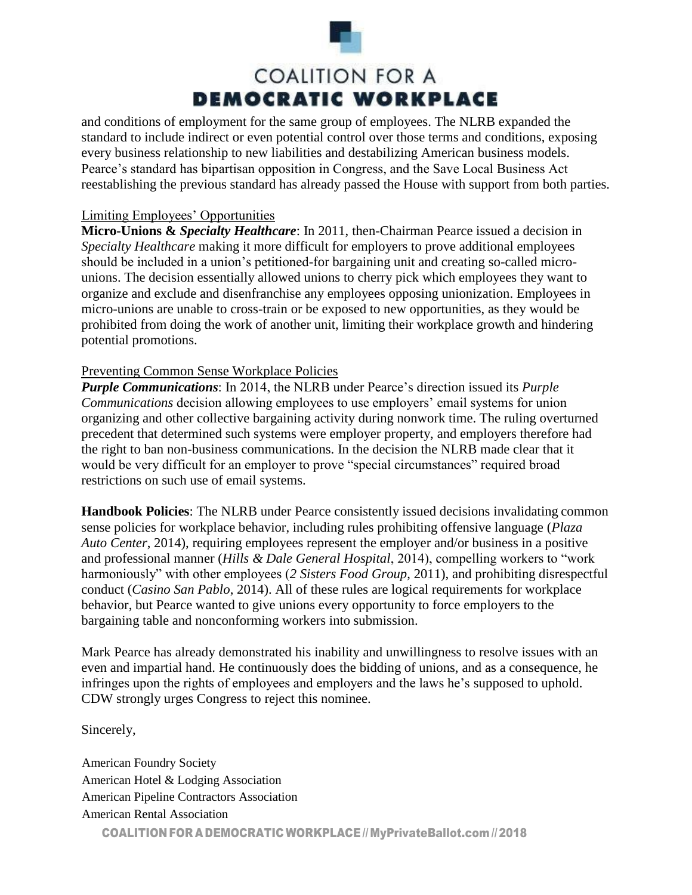and conditions of employment for the same group of employees. The NLRB expanded the standard to include indirect or even potential control over those terms and conditions, exposing every business relationship to new liabilities and destabilizing American business models. Pearce's standard has bipartisan opposition in Congress, and the Save Local Business Act reestablishing the previous standard has already passed the House with support from both parties.

<u>Limiting Employees' Opportunities</u>

**Micro-Unions & *Specialty Healthcare***: In 2011, then-Chairman Pearce issued a decision in *Specialty Healthcare* making it more difficult for employers to prove additional employees should be included in a union's petitioned-for bargaining unit and creating so-called micro-unions. The decision essentially allowed unions to cherry pick which employees they want to organize and exclude and disenfranchise any employees opposing unionization. Employees in micro-unions are unable to cross-train or be exposed to new opportunities, as they would be prohibited from doing the work of another unit, limiting their workplace growth and hindering potential promotions.

<u>Preventing Common Sense Workplace Policies</u>

***Purple Communications***: In 2014, the NLRB under Pearce's direction issued its *Purple Communications* decision allowing employees to use employers' email systems for union organizing and other collective bargaining activity during nonwork time. The ruling overturned precedent that determined such systems were employer property, and employers therefore had the right to ban non-business communications. In the decision the NLRB made clear that it would be very difficult for an employer to prove "special circumstances" required broad restrictions on such use of email systems.

**Handbook Policies**: The NLRB under Pearce consistently issued decisions invalidating common sense policies for workplace behavior, including rules prohibiting offensive language (*Plaza Auto Center*, 2014), requiring employees represent the employer and/or business in a positive and professional manner (*Hills & Dale General Hospital*, 2014), compelling workers to "work harmoniously" with other employees (*2 Sisters Food Group*, 2011), and prohibiting disrespectful conduct (*Casino San Pablo*, 2014). All of these rules are logical requirements for workplace behavior, but Pearce wanted to give unions every opportunity to force employers to the bargaining table and nonconforming workers into submission.

Mark Pearce has already demonstrated his inability and unwillingness to resolve issues with an even and impartial hand. He continuously does the bidding of unions, and as a consequence, he infringes upon the rights of employees and employers and the laws he's supposed to uphold. CDW strongly urges Congress to reject this nominee.

Sincerely,

American Foundry Society
American Hotel & Lodging Association
American Pipeline Contractors Association
American Rental Association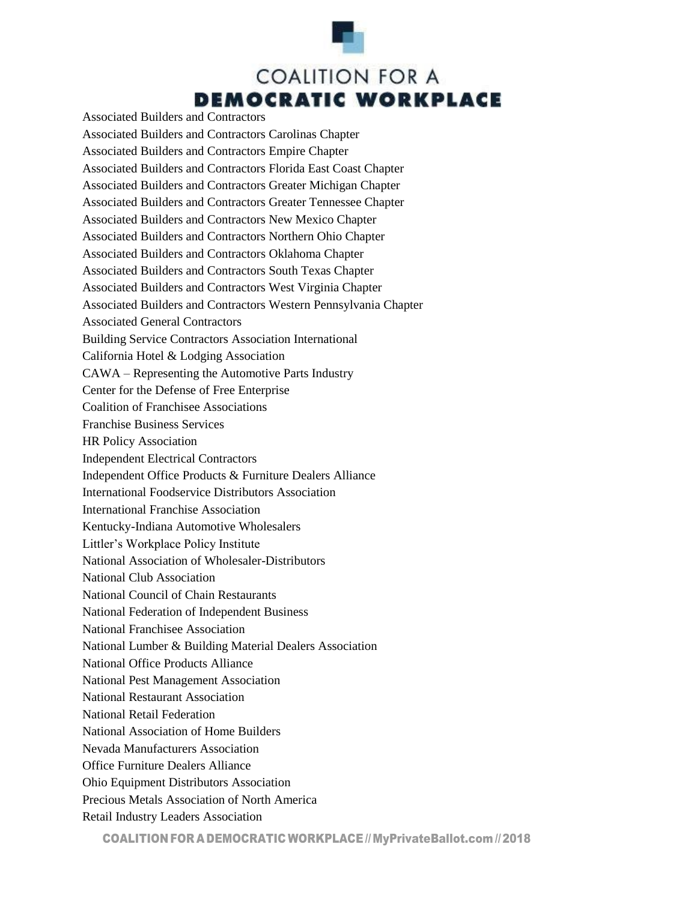# COALITION FOR A DEMOCRATIC WORKPLACE

Associated Builders and Contractors
Associated Builders and Contractors Carolinas Chapter
Associated Builders and Contractors Empire Chapter
Associated Builders and Contractors Florida East Coast Chapter
Associated Builders and Contractors Greater Michigan Chapter
Associated Builders and Contractors Greater Tennessee Chapter
Associated Builders and Contractors New Mexico Chapter
Associated Builders and Contractors Northern Ohio Chapter
Associated Builders and Contractors Oklahoma Chapter
Associated Builders and Contractors South Texas Chapter
Associated Builders and Contractors West Virginia Chapter
Associated Builders and Contractors Western Pennsylvania Chapter
Associated General Contractors
Building Service Contractors Association International
California Hotel & Lodging Association
CAWA – Representing the Automotive Parts Industry
Center for the Defense of Free Enterprise
Coalition of Franchisee Associations
Franchise Business Services
HR Policy Association
Independent Electrical Contractors
Independent Office Products & Furniture Dealers Alliance
International Foodservice Distributors Association
International Franchise Association
Kentucky-Indiana Automotive Wholesalers
Littler's Workplace Policy Institute
National Association of Wholesaler-Distributors
National Club Association
National Council of Chain Restaurants
National Federation of Independent Business
National Franchisee Association
National Lumber & Building Material Dealers Association
National Office Products Alliance
National Pest Management Association
National Restaurant Association
National Retail Federation
National Association of Home Builders
Nevada Manufacturers Association
Office Furniture Dealers Alliance
Ohio Equipment Distributors Association
Precious Metals Association of North America
Retail Industry Leaders Association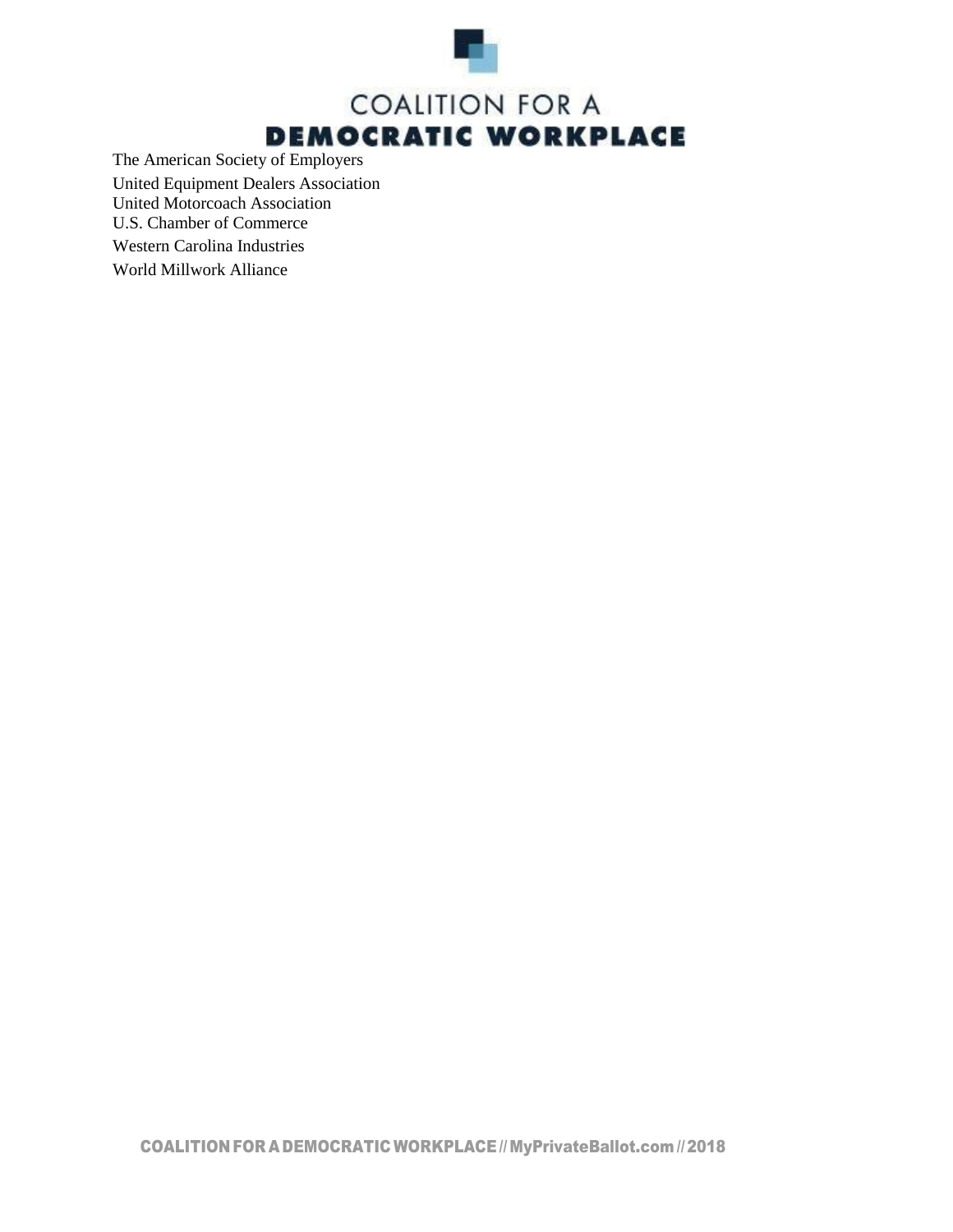The American Society of Employers
United Equipment Dealers Association
United Motorcoach Association
U.S. Chamber of Commerce
Western Carolina Industries
World Millwork Alliance